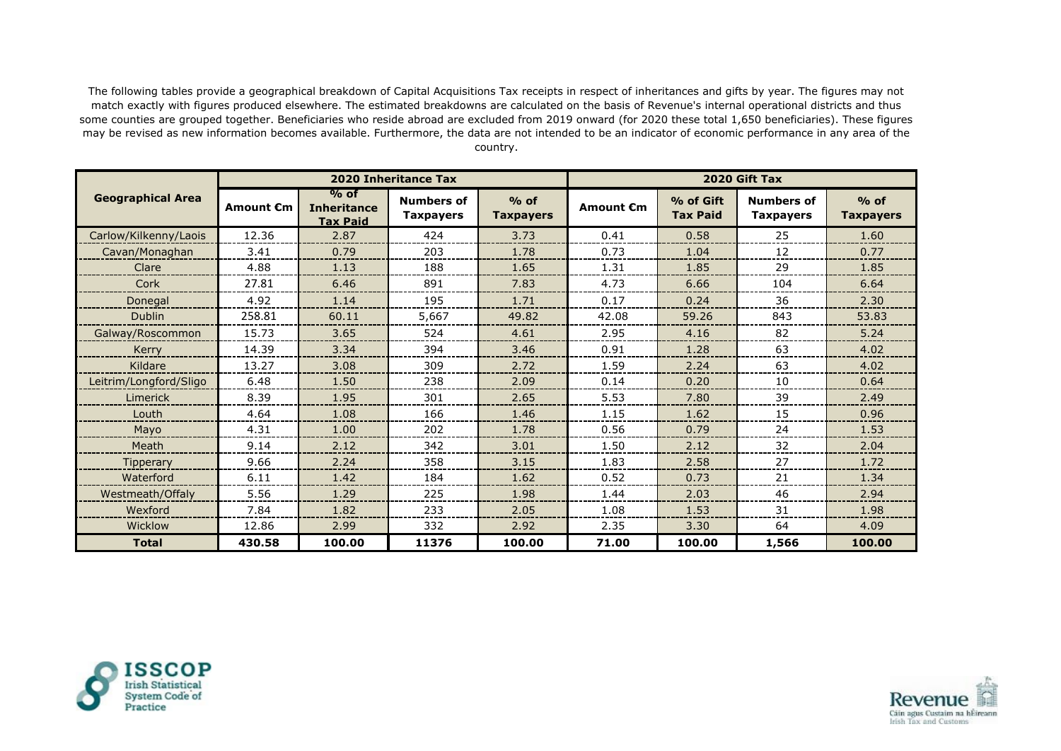The following tables provide a geographical breakdown of Capital Acquisitions Tax receipts in respect of inheritances and gifts by year. The figures may not match exactly with figures produced elsewhere. The estimated breakdowns are calculated on the basis of Revenue's internal operational districts and thus some counties are grouped together. Beneficiaries who reside abroad are excluded from 2019 onward (for 2020 these total 1,650 beneficiaries). These figures may be revised as new information becomes available. Furthermore, the data are not intended to be an indicator of economic performance in any area of the country.

| Geographical Area | 2020 Inheritance Tax | | | | 2020 Gift Tax | | | |
|---|---|---|---|---|---|---|---|---|
| | Amount €m | % of Inheritance Tax Paid | Numbers of Taxpayers | % of Taxpayers | Amount €m | % of Gift Tax Paid | Numbers of Taxpayers | % of Taxpayers |
| Carlow/Kilkenny/Laois | 12.36 | 2.87 | 424 | 3.73 | 0.41 | 0.58 | 25 | 1.60 |
| Cavan/Monaghan | 3.41 | 0.79 | 203 | 1.78 | 0.73 | 1.04 | 12 | 0.77 |
| Clare | 4.88 | 1.13 | 188 | 1.65 | 1.31 | 1.85 | 29 | 1.85 |
| Cork | 27.81 | 6.46 | 891 | 7.83 | 4.73 | 6.66 | 104 | 6.64 |
| Donegal | 4.92 | 1.14 | 195 | 1.71 | 0.17 | 0.24 | 36 | 2.30 |
| Dublin | 258.81 | 60.11 | 5,667 | 49.82 | 42.08 | 59.26 | 843 | 53.83 |
| Galway/Roscommon | 15.73 | 3.65 | 524 | 4.61 | 2.95 | 4.16 | 82 | 5.24 |
| Kerry | 14.39 | 3.34 | 394 | 3.46 | 0.91 | 1.28 | 63 | 4.02 |
| Kildare | 13.27 | 3.08 | 309 | 2.72 | 1.59 | 2.24 | 63 | 4.02 |
| Leitrim/Longford/Sligo | 6.48 | 1.50 | 238 | 2.09 | 0.14 | 0.20 | 10 | 0.64 |
| Limerick | 8.39 | 1.95 | 301 | 2.65 | 5.53 | 7.80 | 39 | 2.49 |
| Louth | 4.64 | 1.08 | 166 | 1.46 | 1.15 | 1.62 | 15 | 0.96 |
| Mayo | 4.31 | 1.00 | 202 | 1.78 | 0.56 | 0.79 | 24 | 1.53 |
| Meath | 9.14 | 2.12 | 342 | 3.01 | 1.50 | 2.12 | 32 | 2.04 |
| Tipperary | 9.66 | 2.24 | 358 | 3.15 | 1.83 | 2.58 | 27 | 1.72 |
| Waterford | 6.11 | 1.42 | 184 | 1.62 | 0.52 | 0.73 | 21 | 1.34 |
| Westmeath/Offaly | 5.56 | 1.29 | 225 | 1.98 | 1.44 | 2.03 | 46 | 2.94 |
| Wexford | 7.84 | 1.82 | 233 | 2.05 | 1.08 | 1.53 | 31 | 1.98 |
| Wicklow | 12.86 | 2.99 | 332 | 2.92 | 2.35 | 3.30 | 64 | 4.09 |
| **Total** | **430.58** | **100.00** | **11376** | **100.00** | **71.00** | **100.00** | **1,566** | **100.00** |

ISSCOP Irish Statistical System Code of Practice

Revenue Cáin agus Custaim na hÉireann Irish Tax and Customs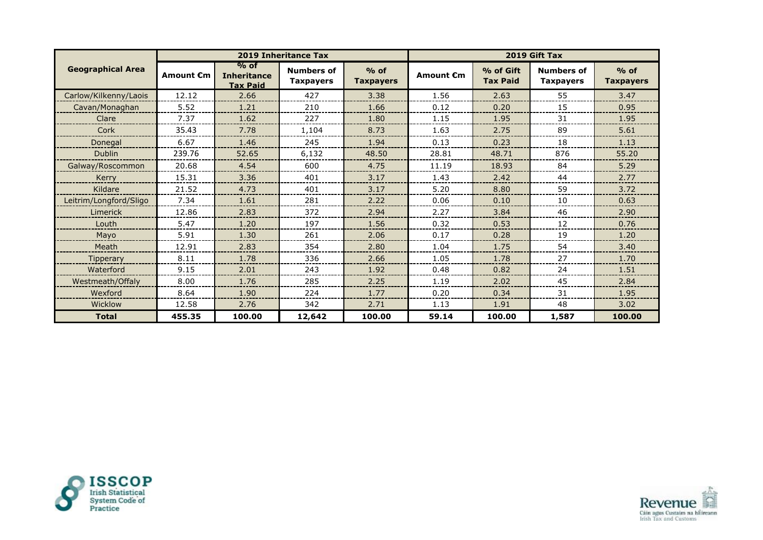| Geographical Area | 2019 Inheritance Tax | | | | 2019 Gift Tax | | | |
|---|---|---|---|---|---|---|---|---|
| | Amount €m | % of Inheritance Tax Paid | Numbers of Taxpayers | % of Taxpayers | Amount €m | % of Gift Tax Paid | Numbers of Taxpayers | % of Taxpayers |
| Carlow/Kilkenny/Laois | 12.12 | 2.66 | 427 | 3.38 | 1.56 | 2.63 | 55 | 3.47 |
| Cavan/Monaghan | 5.52 | 1.21 | 210 | 1.66 | 0.12 | 0.20 | 15 | 0.95 |
| Clare | 7.37 | 1.62 | 227 | 1.80 | 1.15 | 1.95 | 31 | 1.95 |
| Cork | 35.43 | 7.78 | 1,104 | 8.73 | 1.63 | 2.75 | 89 | 5.61 |
| Donegal | 6.67 | 1.46 | 245 | 1.94 | 0.13 | 0.23 | 18 | 1.13 |
| Dublin | 239.76 | 52.65 | 6,132 | 48.50 | 28.81 | 48.71 | 876 | 55.20 |
| Galway/Roscommon | 20.68 | 4.54 | 600 | 4.75 | 11.19 | 18.93 | 84 | 5.29 |
| Kerry | 15.31 | 3.36 | 401 | 3.17 | 1.43 | 2.42 | 44 | 2.77 |
| Kildare | 21.52 | 4.73 | 401 | 3.17 | 5.20 | 8.80 | 59 | 3.72 |
| Leitrim/Longford/Sligo | 7.34 | 1.61 | 281 | 2.22 | 0.06 | 0.10 | 10 | 0.63 |
| Limerick | 12.86 | 2.83 | 372 | 2.94 | 2.27 | 3.84 | 46 | 2.90 |
| Louth | 5.47 | 1.20 | 197 | 1.56 | 0.32 | 0.53 | 12 | 0.76 |
| Mayo | 5.91 | 1.30 | 261 | 2.06 | 0.17 | 0.28 | 19 | 1.20 |
| Meath | 12.91 | 2.83 | 354 | 2.80 | 1.04 | 1.75 | 54 | 3.40 |
| Tipperary | 8.11 | 1.78 | 336 | 2.66 | 1.05 | 1.78 | 27 | 1.70 |
| Waterford | 9.15 | 2.01 | 243 | 1.92 | 0.48 | 0.82 | 24 | 1.51 |
| Westmeath/Offaly | 8.00 | 1.76 | 285 | 2.25 | 1.19 | 2.02 | 45 | 2.84 |
| Wexford | 8.64 | 1.90 | 224 | 1.77 | 0.20 | 0.34 | 31 | 1.95 |
| Wicklow | 12.58 | 2.76 | 342 | 2.71 | 1.13 | 1.91 | 48 | 3.02 |
| **Total** | **455.35** | **100.00** | **12,642** | **100.00** | **59.14** | **100.00** | **1,587** | **100.00** |

ISSCOP Irish Statistical System Code of Practice

Revenue Cáin agus Custaim na hÉireann Irish Tax and Customs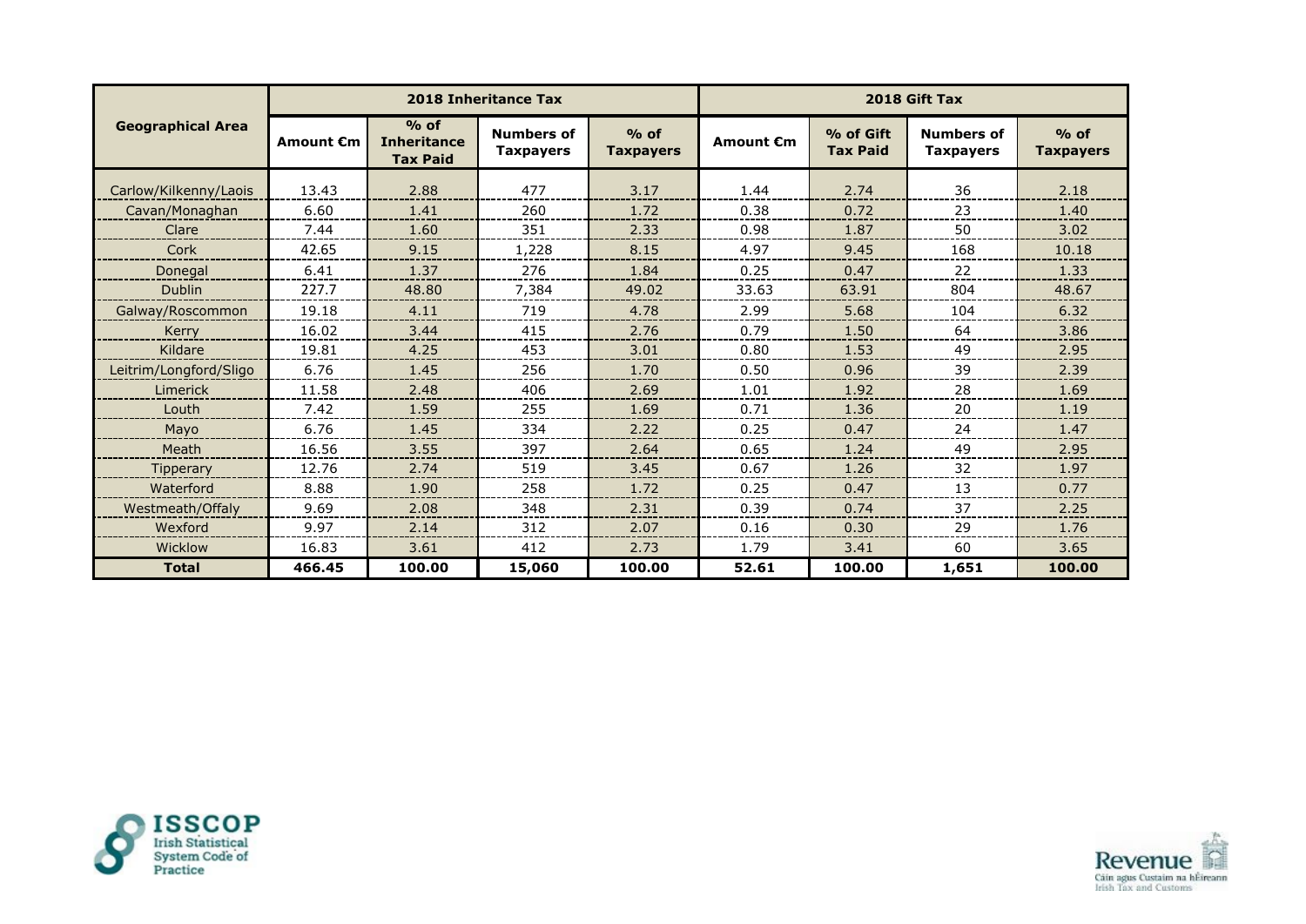| Geographical Area | 2018 Inheritance Tax | | | | 2018 Gift Tax | | | |
|---|---|---|---|---|---|---|---|---|
| | Amount €m | % of Inheritance Tax Paid | Numbers of Taxpayers | % of Taxpayers | Amount €m | % of Gift Tax Paid | Numbers of Taxpayers | % of Taxpayers |
| Carlow/Kilkenny/Laois | 13.43 | 2.88 | 477 | 3.17 | 1.44 | 2.74 | 36 | 2.18 |
| Cavan/Monaghan | 6.60 | 1.41 | 260 | 1.72 | 0.38 | 0.72 | 23 | 1.40 |
| Clare | 7.44 | 1.60 | 351 | 2.33 | 0.98 | 1.87 | 50 | 3.02 |
| Cork | 42.65 | 9.15 | 1,228 | 8.15 | 4.97 | 9.45 | 168 | 10.18 |
| Donegal | 6.41 | 1.37 | 276 | 1.84 | 0.25 | 0.47 | 22 | 1.33 |
| Dublin | 227.7 | 48.80 | 7,384 | 49.02 | 33.63 | 63.91 | 804 | 48.67 |
| Galway/Roscommon | 19.18 | 4.11 | 719 | 4.78 | 2.99 | 5.68 | 104 | 6.32 |
| Kerry | 16.02 | 3.44 | 415 | 2.76 | 0.79 | 1.50 | 64 | 3.86 |
| Kildare | 19.81 | 4.25 | 453 | 3.01 | 0.80 | 1.53 | 49 | 2.95 |
| Leitrim/Longford/Sligo | 6.76 | 1.45 | 256 | 1.70 | 0.50 | 0.96 | 39 | 2.39 |
| Limerick | 11.58 | 2.48 | 406 | 2.69 | 1.01 | 1.92 | 28 | 1.69 |
| Louth | 7.42 | 1.59 | 255 | 1.69 | 0.71 | 1.36 | 20 | 1.19 |
| Mayo | 6.76 | 1.45 | 334 | 2.22 | 0.25 | 0.47 | 24 | 1.47 |
| Meath | 16.56 | 3.55 | 397 | 2.64 | 0.65 | 1.24 | 49 | 2.95 |
| Tipperary | 12.76 | 2.74 | 519 | 3.45 | 0.67 | 1.26 | 32 | 1.97 |
| Waterford | 8.88 | 1.90 | 258 | 1.72 | 0.25 | 0.47 | 13 | 0.77 |
| Westmeath/Offaly | 9.69 | 2.08 | 348 | 2.31 | 0.39 | 0.74 | 37 | 2.25 |
| Wexford | 9.97 | 2.14 | 312 | 2.07 | 0.16 | 0.30 | 29 | 1.76 |
| Wicklow | 16.83 | 3.61 | 412 | 2.73 | 1.79 | 3.41 | 60 | 3.65 |
| **Total** | **466.45** | **100.00** | **15,060** | **100.00** | **52.61** | **100.00** | **1,651** | **100.00** |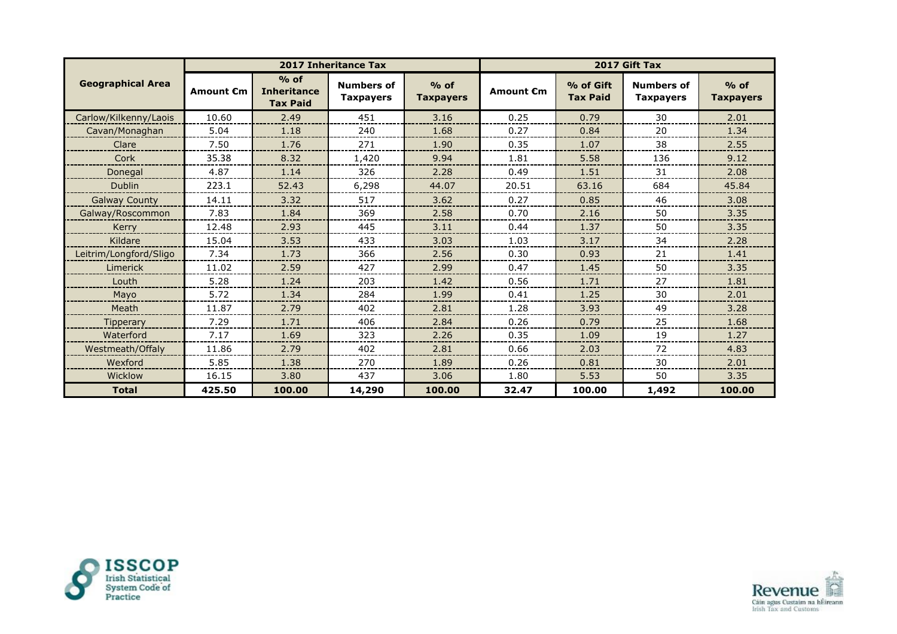| Geographical Area | 2017 Inheritance Tax | | | | 2017 Gift Tax | | | |
|---|---|---|---|---|---|---|---|---|
| | Amount €m | % of Inheritance Tax Paid | Numbers of Taxpayers | % of Taxpayers | Amount €m | % of Gift Tax Paid | Numbers of Taxpayers | % of Taxpayers |
| Carlow/Kilkenny/Laois | 10.60 | 2.49 | 451 | 3.16 | 0.25 | 0.79 | 30 | 2.01 |
| Cavan/Monaghan | 5.04 | 1.18 | 240 | 1.68 | 0.27 | 0.84 | 20 | 1.34 |
| Clare | 7.50 | 1.76 | 271 | 1.90 | 0.35 | 1.07 | 38 | 2.55 |
| Cork | 35.38 | 8.32 | 1,420 | 9.94 | 1.81 | 5.58 | 136 | 9.12 |
| Donegal | 4.87 | 1.14 | 326 | 2.28 | 0.49 | 1.51 | 31 | 2.08 |
| Dublin | 223.1 | 52.43 | 6,298 | 44.07 | 20.51 | 63.16 | 684 | 45.84 |
| Galway County | 14.11 | 3.32 | 517 | 3.62 | 0.27 | 0.85 | 46 | 3.08 |
| Galway/Roscommon | 7.83 | 1.84 | 369 | 2.58 | 0.70 | 2.16 | 50 | 3.35 |
| Kerry | 12.48 | 2.93 | 445 | 3.11 | 0.44 | 1.37 | 50 | 3.35 |
| Kildare | 15.04 | 3.53 | 433 | 3.03 | 1.03 | 3.17 | 34 | 2.28 |
| Leitrim/Longford/Sligo | 7.34 | 1.73 | 366 | 2.56 | 0.30 | 0.93 | 21 | 1.41 |
| Limerick | 11.02 | 2.59 | 427 | 2.99 | 0.47 | 1.45 | 50 | 3.35 |
| Louth | 5.28 | 1.24 | 203 | 1.42 | 0.56 | 1.71 | 27 | 1.81 |
| Mayo | 5.72 | 1.34 | 284 | 1.99 | 0.41 | 1.25 | 30 | 2.01 |
| Meath | 11.87 | 2.79 | 402 | 2.81 | 1.28 | 3.93 | 49 | 3.28 |
| Tipperary | 7.29 | 1.71 | 406 | 2.84 | 0.26 | 0.79 | 25 | 1.68 |
| Waterford | 7.17 | 1.69 | 323 | 2.26 | 0.35 | 1.09 | 19 | 1.27 |
| Westmeath/Offaly | 11.86 | 2.79 | 402 | 2.81 | 0.66 | 2.03 | 72 | 4.83 |
| Wexford | 5.85 | 1.38 | 270 | 1.89 | 0.26 | 0.81 | 30 | 2.01 |
| Wicklow | 16.15 | 3.80 | 437 | 3.06 | 1.80 | 5.53 | 50 | 3.35 |
| **Total** | **425.50** | **100.00** | **14,290** | **100.00** | **32.47** | **100.00** | **1,492** | **100.00** |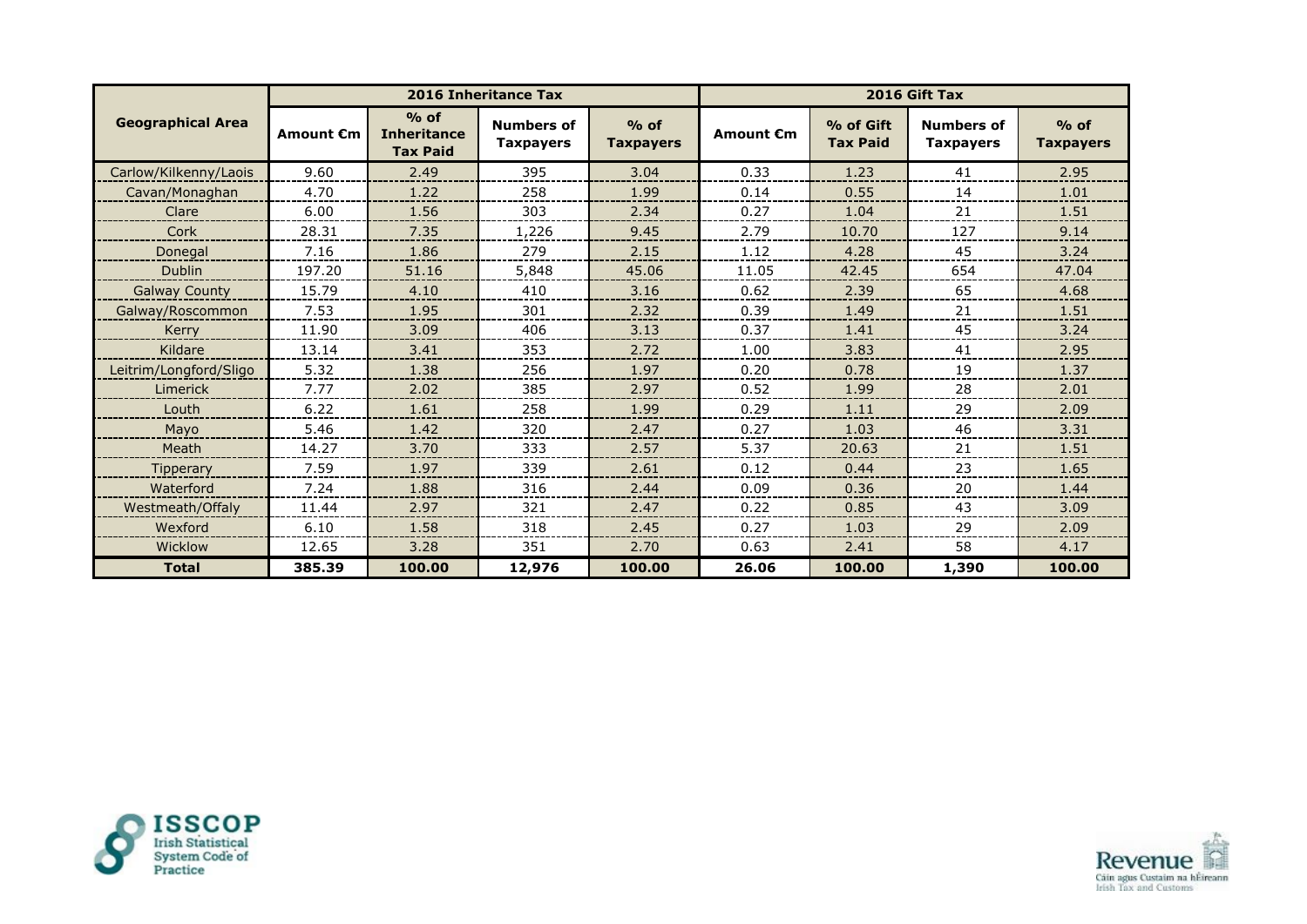| Geographical Area | 2016 Inheritance Tax | | | | 2016 Gift Tax | | | |
|---|---|---|---|---|---|---|---|---|
| | Amount €m | % of Inheritance Tax Paid | Numbers of Taxpayers | % of Taxpayers | Amount €m | % of Gift Tax Paid | Numbers of Taxpayers | % of Taxpayers |
| Carlow/Kilkenny/Laois | 9.60 | 2.49 | 395 | 3.04 | 0.33 | 1.23 | 41 | 2.95 |
| Cavan/Monaghan | 4.70 | 1.22 | 258 | 1.99 | 0.14 | 0.55 | 14 | 1.01 |
| Clare | 6.00 | 1.56 | 303 | 2.34 | 0.27 | 1.04 | 21 | 1.51 |
| Cork | 28.31 | 7.35 | 1,226 | 9.45 | 2.79 | 10.70 | 127 | 9.14 |
| Donegal | 7.16 | 1.86 | 279 | 2.15 | 1.12 | 4.28 | 45 | 3.24 |
| Dublin | 197.20 | 51.16 | 5,848 | 45.06 | 11.05 | 42.45 | 654 | 47.04 |
| Galway County | 15.79 | 4.10 | 410 | 3.16 | 0.62 | 2.39 | 65 | 4.68 |
| Galway/Roscommon | 7.53 | 1.95 | 301 | 2.32 | 0.39 | 1.49 | 21 | 1.51 |
| Kerry | 11.90 | 3.09 | 406 | 3.13 | 0.37 | 1.41 | 45 | 3.24 |
| Kildare | 13.14 | 3.41 | 353 | 2.72 | 1.00 | 3.83 | 41 | 2.95 |
| Leitrim/Longford/Sligo | 5.32 | 1.38 | 256 | 1.97 | 0.20 | 0.78 | 19 | 1.37 |
| Limerick | 7.77 | 2.02 | 385 | 2.97 | 0.52 | 1.99 | 28 | 2.01 |
| Louth | 6.22 | 1.61 | 258 | 1.99 | 0.29 | 1.11 | 29 | 2.09 |
| Mayo | 5.46 | 1.42 | 320 | 2.47 | 0.27 | 1.03 | 46 | 3.31 |
| Meath | 14.27 | 3.70 | 333 | 2.57 | 5.37 | 20.63 | 21 | 1.51 |
| Tipperary | 7.59 | 1.97 | 339 | 2.61 | 0.12 | 0.44 | 23 | 1.65 |
| Waterford | 7.24 | 1.88 | 316 | 2.44 | 0.09 | 0.36 | 20 | 1.44 |
| Westmeath/Offaly | 11.44 | 2.97 | 321 | 2.47 | 0.22 | 0.85 | 43 | 3.09 |
| Wexford | 6.10 | 1.58 | 318 | 2.45 | 0.27 | 1.03 | 29 | 2.09 |
| Wicklow | 12.65 | 3.28 | 351 | 2.70 | 0.63 | 2.41 | 58 | 4.17 |
| **Total** | **385.39** | **100.00** | **12,976** | **100.00** | **26.06** | **100.00** | **1,390** | **100.00** |

ISSCOP Irish Statistical System Code of Practice

Revenue Cáin agus Custaim na hÉireann Irish Tax and Customs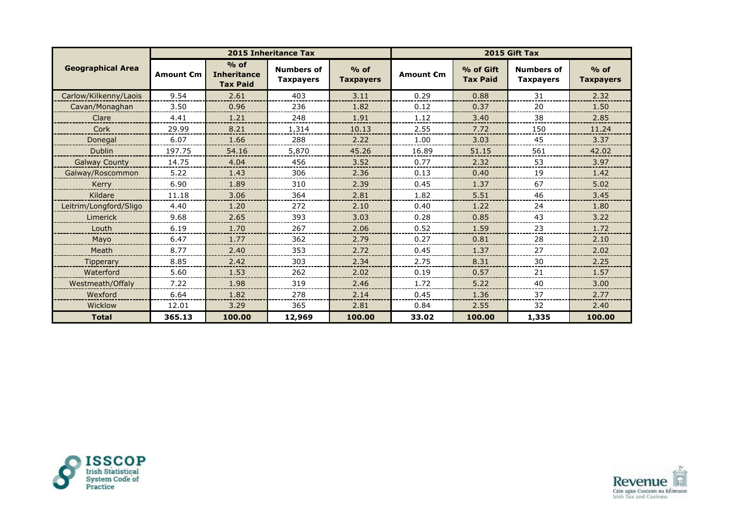| Geographical Area | 2015 Inheritance Tax | | | | 2015 Gift Tax | | | |
|---|---|---|---|---|---|---|---|---|
| | Amount €m | % of Inheritance Tax Paid | Numbers of Taxpayers | % of Taxpayers | Amount €m | % of Gift Tax Paid | Numbers of Taxpayers | % of Taxpayers |
| Carlow/Kilkenny/Laois | 9.54 | 2.61 | 403 | 3.11 | 0.29 | 0.88 | 31 | 2.32 |
| Cavan/Monaghan | 3.50 | 0.96 | 236 | 1.82 | 0.12 | 0.37 | 20 | 1.50 |
| Clare | 4.41 | 1.21 | 248 | 1.91 | 1.12 | 3.40 | 38 | 2.85 |
| Cork | 29.99 | 8.21 | 1,314 | 10.13 | 2.55 | 7.72 | 150 | 11.24 |
| Donegal | 6.07 | 1.66 | 288 | 2.22 | 1.00 | 3.03 | 45 | 3.37 |
| Dublin | 197.75 | 54.16 | 5,870 | 45.26 | 16.89 | 51.15 | 561 | 42.02 |
| Galway County | 14.75 | 4.04 | 456 | 3.52 | 0.77 | 2.32 | 53 | 3.97 |
| Galway/Roscommon | 5.22 | 1.43 | 306 | 2.36 | 0.13 | 0.40 | 19 | 1.42 |
| Kerry | 6.90 | 1.89 | 310 | 2.39 | 0.45 | 1.37 | 67 | 5.02 |
| Kildare | 11.18 | 3.06 | 364 | 2.81 | 1.82 | 5.51 | 46 | 3.45 |
| Leitrim/Longford/Sligo | 4.40 | 1.20 | 272 | 2.10 | 0.40 | 1.22 | 24 | 1.80 |
| Limerick | 9.68 | 2.65 | 393 | 3.03 | 0.28 | 0.85 | 43 | 3.22 |
| Louth | 6.19 | 1.70 | 267 | 2.06 | 0.52 | 1.59 | 23 | 1.72 |
| Mayo | 6.47 | 1.77 | 362 | 2.79 | 0.27 | 0.81 | 28 | 2.10 |
| Meath | 8.77 | 2.40 | 353 | 2.72 | 0.45 | 1.37 | 27 | 2.02 |
| Tipperary | 8.85 | 2.42 | 303 | 2.34 | 2.75 | 8.31 | 30 | 2.25 |
| Waterford | 5.60 | 1.53 | 262 | 2.02 | 0.19 | 0.57 | 21 | 1.57 |
| Westmeath/Offaly | 7.22 | 1.98 | 319 | 2.46 | 1.72 | 5.22 | 40 | 3.00 |
| Wexford | 6.64 | 1.82 | 278 | 2.14 | 0.45 | 1.36 | 37 | 2.77 |
| Wicklow | 12.01 | 3.29 | 365 | 2.81 | 0.84 | 2.55 | 32 | 2.40 |
| **Total** | **365.13** | **100.00** | **12,969** | **100.00** | **33.02** | **100.00** | **1,335** | **100.00** |

ISSCOP Irish Statistical System Code of Practice

Revenue Cáin agus Custaim na hÉireann Irish Tax and Customs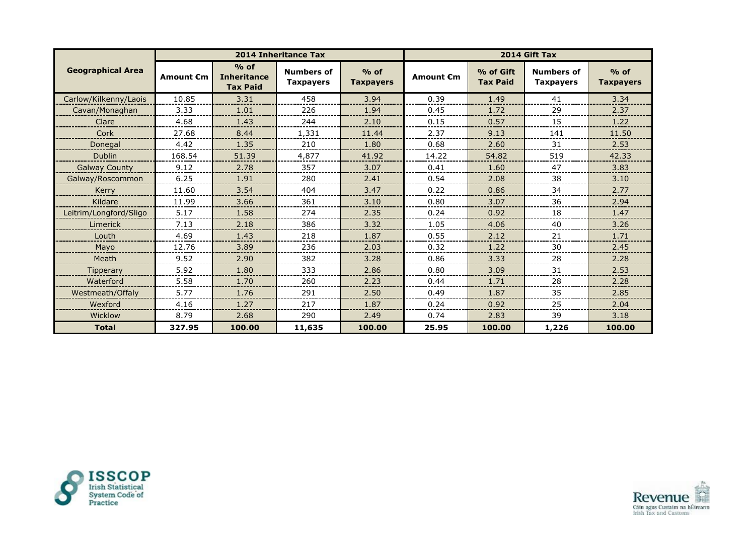| Geographical Area | 2014 Inheritance Tax | | | | 2014 Gift Tax | | | |
|---|---|---|---|---|---|---|---|---|
| | Amount €m | % of Inheritance Tax Paid | Numbers of Taxpayers | % of Taxpayers | Amount €m | % of Gift Tax Paid | Numbers of Taxpayers | % of Taxpayers |
| Carlow/Kilkenny/Laois | 10.85 | 3.31 | 458 | 3.94 | 0.39 | 1.49 | 41 | 3.34 |
| Cavan/Monaghan | 3.33 | 1.01 | 226 | 1.94 | 0.45 | 1.72 | 29 | 2.37 |
| Clare | 4.68 | 1.43 | 244 | 2.10 | 0.15 | 0.57 | 15 | 1.22 |
| Cork | 27.68 | 8.44 | 1,331 | 11.44 | 2.37 | 9.13 | 141 | 11.50 |
| Donegal | 4.42 | 1.35 | 210 | 1.80 | 0.68 | 2.60 | 31 | 2.53 |
| Dublin | 168.54 | 51.39 | 4,877 | 41.92 | 14.22 | 54.82 | 519 | 42.33 |
| Galway County | 9.12 | 2.78 | 357 | 3.07 | 0.41 | 1.60 | 47 | 3.83 |
| Galway/Roscommon | 6.25 | 1.91 | 280 | 2.41 | 0.54 | 2.08 | 38 | 3.10 |
| Kerry | 11.60 | 3.54 | 404 | 3.47 | 0.22 | 0.86 | 34 | 2.77 |
| Kildare | 11.99 | 3.66 | 361 | 3.10 | 0.80 | 3.07 | 36 | 2.94 |
| Leitrim/Longford/Sligo | 5.17 | 1.58 | 274 | 2.35 | 0.24 | 0.92 | 18 | 1.47 |
| Limerick | 7.13 | 2.18 | 386 | 3.32 | 1.05 | 4.06 | 40 | 3.26 |
| Louth | 4.69 | 1.43 | 218 | 1.87 | 0.55 | 2.12 | 21 | 1.71 |
| Mayo | 12.76 | 3.89 | 236 | 2.03 | 0.32 | 1.22 | 30 | 2.45 |
| Meath | 9.52 | 2.90 | 382 | 3.28 | 0.86 | 3.33 | 28 | 2.28 |
| Tipperary | 5.92 | 1.80 | 333 | 2.86 | 0.80 | 3.09 | 31 | 2.53 |
| Waterford | 5.58 | 1.70 | 260 | 2.23 | 0.44 | 1.71 | 28 | 2.28 |
| Westmeath/Offaly | 5.77 | 1.76 | 291 | 2.50 | 0.49 | 1.87 | 35 | 2.85 |
| Wexford | 4.16 | 1.27 | 217 | 1.87 | 0.24 | 0.92 | 25 | 2.04 |
| Wicklow | 8.79 | 2.68 | 290 | 2.49 | 0.74 | 2.83 | 39 | 3.18 |
| **Total** | **327.95** | **100.00** | **11,635** | **100.00** | **25.95** | **100.00** | **1,226** | **100.00** |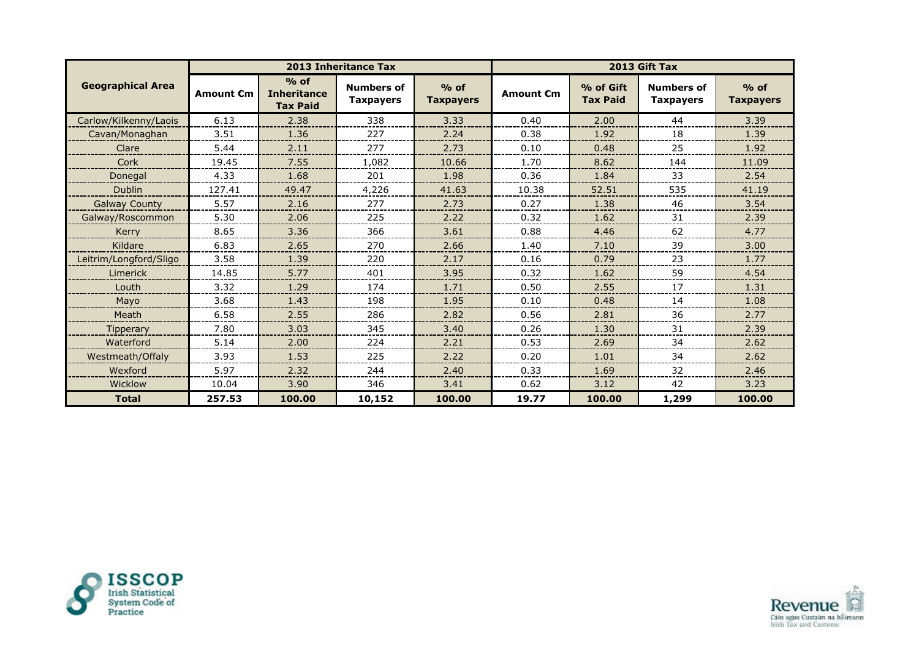| Geographical Area | 2013 Inheritance Tax | | | | 2013 Gift Tax | | | |
|---|---|---|---|---|---|---|---|---|
| | Amount €m | % of Inheritance Tax Paid | Numbers of Taxpayers | % of Taxpayers | Amount €m | % of Gift Tax Paid | Numbers of Taxpayers | % of Taxpayers |
| Carlow/Kilkenny/Laois | 6.13 | 2.38 | 338 | 3.33 | 0.40 | 2.00 | 44 | 3.39 |
| Cavan/Monaghan | 3.51 | 1.36 | 227 | 2.24 | 0.38 | 1.92 | 18 | 1.39 |
| Clare | 5.44 | 2.11 | 277 | 2.73 | 0.10 | 0.48 | 25 | 1.92 |
| Cork | 19.45 | 7.55 | 1,082 | 10.66 | 1.70 | 8.62 | 144 | 11.09 |
| Donegal | 4.33 | 1.68 | 201 | 1.98 | 0.36 | 1.84 | 33 | 2.54 |
| Dublin | 127.41 | 49.47 | 4,226 | 41.63 | 10.38 | 52.51 | 535 | 41.19 |
| Galway County | 5.57 | 2.16 | 277 | 2.73 | 0.27 | 1.38 | 46 | 3.54 |
| Galway/Roscommon | 5.30 | 2.06 | 225 | 2.22 | 0.32 | 1.62 | 31 | 2.39 |
| Kerry | 8.65 | 3.36 | 366 | 3.61 | 0.88 | 4.46 | 62 | 4.77 |
| Kildare | 6.83 | 2.65 | 270 | 2.66 | 1.40 | 7.10 | 39 | 3.00 |
| Leitrim/Longford/Sligo | 3.58 | 1.39 | 220 | 2.17 | 0.16 | 0.79 | 23 | 1.77 |
| Limerick | 14.85 | 5.77 | 401 | 3.95 | 0.32 | 1.62 | 59 | 4.54 |
| Louth | 3.32 | 1.29 | 174 | 1.71 | 0.50 | 2.55 | 17 | 1.31 |
| Mayo | 3.68 | 1.43 | 198 | 1.95 | 0.10 | 0.48 | 14 | 1.08 |
| Meath | 6.58 | 2.55 | 286 | 2.82 | 0.56 | 2.81 | 36 | 2.77 |
| Tipperary | 7.80 | 3.03 | 345 | 3.40 | 0.26 | 1.30 | 31 | 2.39 |
| Waterford | 5.14 | 2.00 | 224 | 2.21 | 0.53 | 2.69 | 34 | 2.62 |
| Westmeath/Offaly | 3.93 | 1.53 | 225 | 2.22 | 0.20 | 1.01 | 34 | 2.62 |
| Wexford | 5.97 | 2.32 | 244 | 2.40 | 0.33 | 1.69 | 32 | 2.46 |
| Wicklow | 10.04 | 3.90 | 346 | 3.41 | 0.62 | 3.12 | 42 | 3.23 |
| **Total** | **257.53** | **100.00** | **10,152** | **100.00** | **19.77** | **100.00** | **1,299** | **100.00** |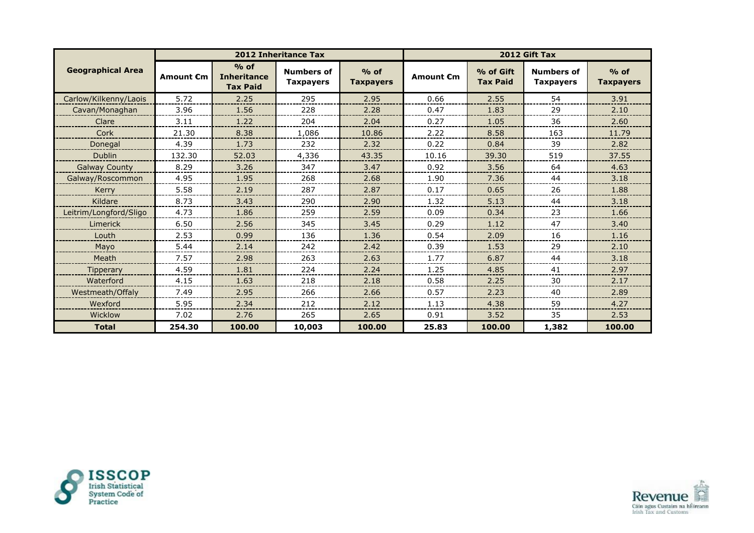| Geographical Area | 2012 Inheritance Tax | | | | 2012 Gift Tax | | | |
|---|---|---|---|---|---|---|---|---|
| | Amount €m | % of Inheritance Tax Paid | Numbers of Taxpayers | % of Taxpayers | Amount €m | % of Gift Tax Paid | Numbers of Taxpayers | % of Taxpayers |
| Carlow/Kilkenny/Laois | 5.72 | 2.25 | 295 | 2.95 | 0.66 | 2.55 | 54 | 3.91 |
| Cavan/Monaghan | 3.96 | 1.56 | 228 | 2.28 | 0.47 | 1.83 | 29 | 2.10 |
| Clare | 3.11 | 1.22 | 204 | 2.04 | 0.27 | 1.05 | 36 | 2.60 |
| Cork | 21.30 | 8.38 | 1,086 | 10.86 | 2.22 | 8.58 | 163 | 11.79 |
| Donegal | 4.39 | 1.73 | 232 | 2.32 | 0.22 | 0.84 | 39 | 2.82 |
| Dublin | 132.30 | 52.03 | 4,336 | 43.35 | 10.16 | 39.30 | 519 | 37.55 |
| Galway County | 8.29 | 3.26 | 347 | 3.47 | 0.92 | 3.56 | 64 | 4.63 |
| Galway/Roscommon | 4.95 | 1.95 | 268 | 2.68 | 1.90 | 7.36 | 44 | 3.18 |
| Kerry | 5.58 | 2.19 | 287 | 2.87 | 0.17 | 0.65 | 26 | 1.88 |
| Kildare | 8.73 | 3.43 | 290 | 2.90 | 1.32 | 5.13 | 44 | 3.18 |
| Leitrim/Longford/Sligo | 4.73 | 1.86 | 259 | 2.59 | 0.09 | 0.34 | 23 | 1.66 |
| Limerick | 6.50 | 2.56 | 345 | 3.45 | 0.29 | 1.12 | 47 | 3.40 |
| Louth | 2.53 | 0.99 | 136 | 1.36 | 0.54 | 2.09 | 16 | 1.16 |
| Mayo | 5.44 | 2.14 | 242 | 2.42 | 0.39 | 1.53 | 29 | 2.10 |
| Meath | 7.57 | 2.98 | 263 | 2.63 | 1.77 | 6.87 | 44 | 3.18 |
| Tipperary | 4.59 | 1.81 | 224 | 2.24 | 1.25 | 4.85 | 41 | 2.97 |
| Waterford | 4.15 | 1.63 | 218 | 2.18 | 0.58 | 2.25 | 30 | 2.17 |
| Westmeath/Offaly | 7.49 | 2.95 | 266 | 2.66 | 0.57 | 2.23 | 40 | 2.89 |
| Wexford | 5.95 | 2.34 | 212 | 2.12 | 1.13 | 4.38 | 59 | 4.27 |
| Wicklow | 7.02 | 2.76 | 265 | 2.65 | 0.91 | 3.52 | 35 | 2.53 |
| **Total** | **254.30** | **100.00** | **10,003** | **100.00** | **25.83** | **100.00** | **1,382** | **100.00** |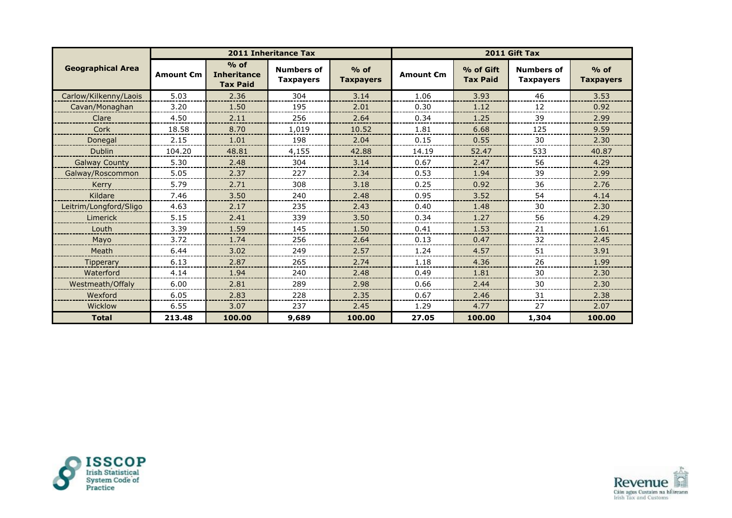| Geographical Area | 2011 Inheritance Tax | | | | 2011 Gift Tax | | | |
|---|---|---|---|---|---|---|---|---|
| | Amount €m | % of Inheritance Tax Paid | Numbers of Taxpayers | % of Taxpayers | Amount €m | % of Gift Tax Paid | Numbers of Taxpayers | % of Taxpayers |
| Carlow/Kilkenny/Laois | 5.03 | 2.36 | 304 | 3.14 | 1.06 | 3.93 | 46 | 3.53 |
| Cavan/Monaghan | 3.20 | 1.50 | 195 | 2.01 | 0.30 | 1.12 | 12 | 0.92 |
| Clare | 4.50 | 2.11 | 256 | 2.64 | 0.34 | 1.25 | 39 | 2.99 |
| Cork | 18.58 | 8.70 | 1,019 | 10.52 | 1.81 | 6.68 | 125 | 9.59 |
| Donegal | 2.15 | 1.01 | 198 | 2.04 | 0.15 | 0.55 | 30 | 2.30 |
| Dublin | 104.20 | 48.81 | 4,155 | 42.88 | 14.19 | 52.47 | 533 | 40.87 |
| Galway County | 5.30 | 2.48 | 304 | 3.14 | 0.67 | 2.47 | 56 | 4.29 |
| Galway/Roscommon | 5.05 | 2.37 | 227 | 2.34 | 0.53 | 1.94 | 39 | 2.99 |
| Kerry | 5.79 | 2.71 | 308 | 3.18 | 0.25 | 0.92 | 36 | 2.76 |
| Kildare | 7.46 | 3.50 | 240 | 2.48 | 0.95 | 3.52 | 54 | 4.14 |
| Leitrim/Longford/Sligo | 4.63 | 2.17 | 235 | 2.43 | 0.40 | 1.48 | 30 | 2.30 |
| Limerick | 5.15 | 2.41 | 339 | 3.50 | 0.34 | 1.27 | 56 | 4.29 |
| Louth | 3.39 | 1.59 | 145 | 1.50 | 0.41 | 1.53 | 21 | 1.61 |
| Mayo | 3.72 | 1.74 | 256 | 2.64 | 0.13 | 0.47 | 32 | 2.45 |
| Meath | 6.44 | 3.02 | 249 | 2.57 | 1.24 | 4.57 | 51 | 3.91 |
| Tipperary | 6.13 | 2.87 | 265 | 2.74 | 1.18 | 4.36 | 26 | 1.99 |
| Waterford | 4.14 | 1.94 | 240 | 2.48 | 0.49 | 1.81 | 30 | 2.30 |
| Westmeath/Offaly | 6.00 | 2.81 | 289 | 2.98 | 0.66 | 2.44 | 30 | 2.30 |
| Wexford | 6.05 | 2.83 | 228 | 2.35 | 0.67 | 2.46 | 31 | 2.38 |
| Wicklow | 6.55 | 3.07 | 237 | 2.45 | 1.29 | 4.77 | 27 | 2.07 |
| **Total** | **213.48** | **100.00** | **9,689** | **100.00** | **27.05** | **100.00** | **1,304** | **100.00** |